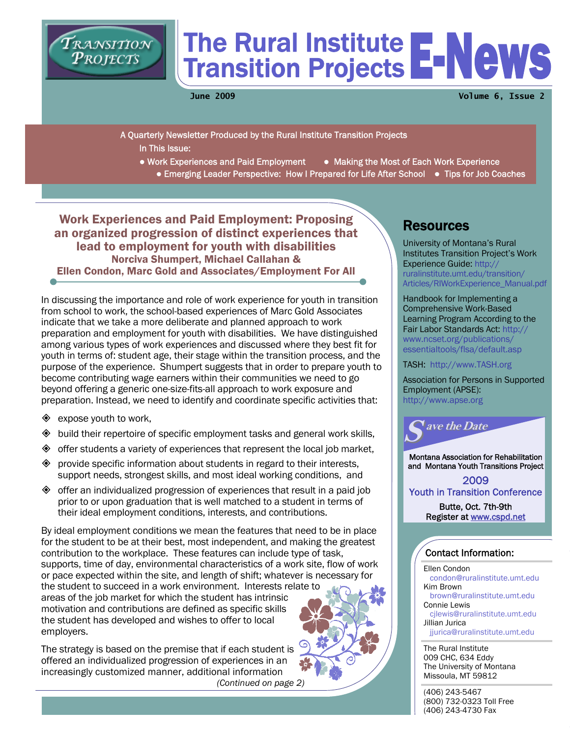# The Rural Institute Transition Projects E-News

TRANSITION PROJECTS

June 2009 — Volume 6, Issue 2

A Quarterly Newsletter Produced by the Rural Institute Transition Projects

In This Issue:

- Work Experiences and Paid Employment
- Making the Most of Each Work Experience
- Emerging Leader Perspective: How I Prepared for Life After School
- Tips for Job Coaches

## Work Experiences and Paid Employment: Proposing an organized progression of distinct experiences that lead to employment for youth with disabilities

**Norciva Shumpert, Michael Callahan & Ellen Condon, Marc Gold and Associates/Employment For All**

In discussing the importance and role of work experience for youth in transition from school to work, the school-based experiences of Marc Gold Associates indicate that we take a more deliberate and planned approach to work preparation and employment for youth with disabilities. We have distinguished among various types of work experiences and discussed where they best fit for youth in terms of: student age, their stage within the transition process, and the purpose of the experience. Shumpert suggests that in order to prepare youth to become contributing wage earners within their communities we need to go beyond offering a generic one-size-fits-all approach to work exposure and preparation. Instead, we need to identify and coordinate specific activities that:

- expose youth to work,
- build their repertoire of specific employment tasks and general work skills,
- offer students a variety of experiences that represent the local job market,
- provide specific information about students in regard to their interests, support needs, strongest skills, and most ideal working conditions, and
- offer an individualized progression of experiences that result in a paid job prior to or upon graduation that is well matched to a student in terms of their ideal employment conditions, interests, and contributions.

By ideal employment conditions we mean the features that need to be in place for the student to be at their best, most independent, and making the greatest contribution to the workplace. These features can include type of task, supports, time of day, environmental characteristics of a work site, flow of work or pace expected within the site, and length of shift; whatever is necessary for the student to succeed in a work environment. Interests relate to areas of the job market for which the student has intrinsic motivation and contributions are defined as specific skills the student has developed and wishes to offer to local employers.

The strategy is based on the premise that if each student is offered an individualized progression of experiences in an increasingly customized manner, additional information

*(Continued on page 2)*

## Resources

University of Montana's Rural Institutes Transition Project's Work Experience Guide: http://ruralinstitute.umt.edu/transition/Articles/RIWorkExperience_Manual.pdf

Handbook for Implementing a Comprehensive Work-Based Learning Program According to the Fair Labor Standards Act: http://www.ncset.org/publications/essentialtools/flsa/default.asp

TASH: http://www.TASH.org

Association for Persons in Supported Employment (APSE): http://www.apse.org

### Save the Date

Montana Association for Rehabilitation and Montana Youth Transitions Project

**2009 Youth in Transition Conference**

Butte, Oct. 7th-9th
Register at www.cspd.net

### Contact Information:

Ellen Condon
condon@ruralinstitute.umt.edu
Kim Brown
brown@ruralinstitute.umt.edu
Connie Lewis
cjlewis@ruralinstitute.umt.edu
Jillian Jurica
jjurica@ruralinstitute.umt.edu

The Rural Institute
009 CHC, 634 Eddy
The University of Montana
Missoula, MT 59812

(406) 243-5467
(800) 732-0323 Toll Free
(406) 243-4730 Fax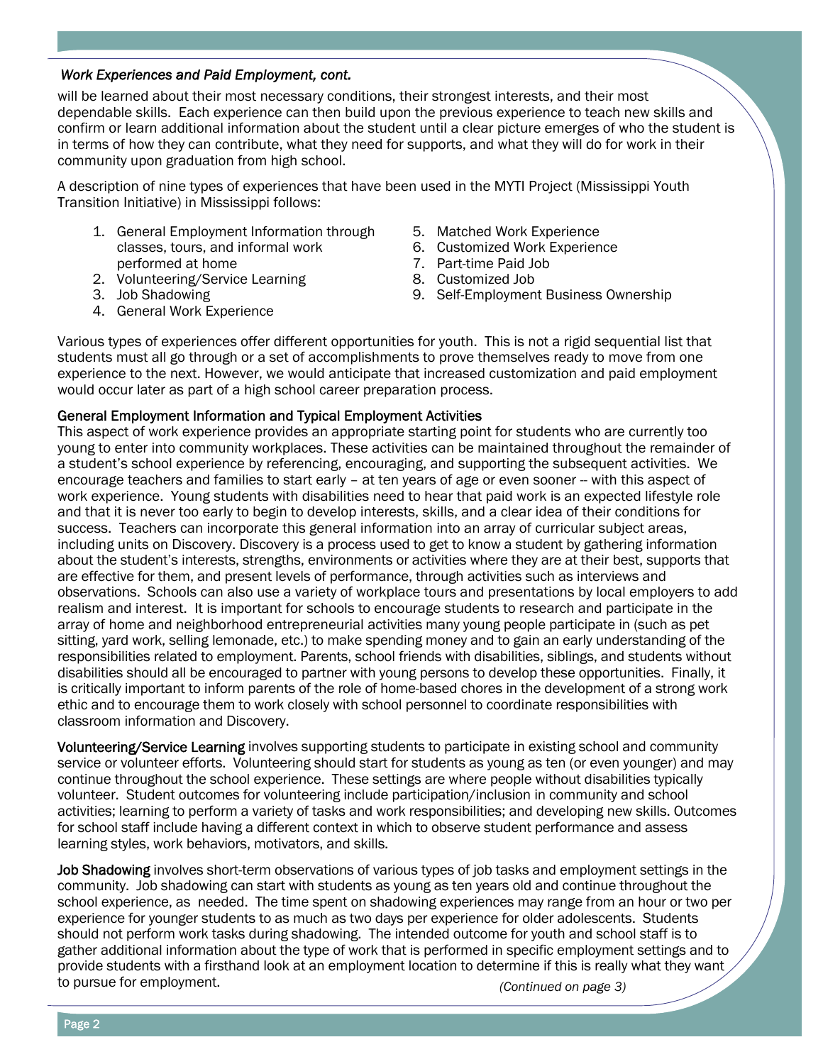*Work Experiences and Paid Employment, cont.*

will be learned about their most necessary conditions, their strongest interests, and their most dependable skills. Each experience can then build upon the previous experience to teach new skills and confirm or learn additional information about the student until a clear picture emerges of who the student is in terms of how they can contribute, what they need for supports, and what they will do for work in their community upon graduation from high school.

A description of nine types of experiences that have been used in the MYTI Project (Mississippi Youth Transition Initiative) in Mississippi follows:

1. General Employment Information through classes, tours, and informal work performed at home
2. Volunteering/Service Learning
3. Job Shadowing
4. General Work Experience
5. Matched Work Experience
6. Customized Work Experience
7. Part-time Paid Job
8. Customized Job
9. Self-Employment Business Ownership

Various types of experiences offer different opportunities for youth. This is not a rigid sequential list that students must all go through or a set of accomplishments to prove themselves ready to move from one experience to the next. However, we would anticipate that increased customization and paid employment would occur later as part of a high school career preparation process.

**General Employment Information and Typical Employment Activities**

This aspect of work experience provides an appropriate starting point for students who are currently too young to enter into community workplaces. These activities can be maintained throughout the remainder of a student's school experience by referencing, encouraging, and supporting the subsequent activities. We encourage teachers and families to start early – at ten years of age or even sooner -- with this aspect of work experience. Young students with disabilities need to hear that paid work is an expected lifestyle role and that it is never too early to begin to develop interests, skills, and a clear idea of their conditions for success. Teachers can incorporate this general information into an array of curricular subject areas, including units on Discovery. Discovery is a process used to get to know a student by gathering information about the student's interests, strengths, environments or activities where they are at their best, supports that are effective for them, and present levels of performance, through activities such as interviews and observations. Schools can also use a variety of workplace tours and presentations by local employers to add realism and interest. It is important for schools to encourage students to research and participate in the array of home and neighborhood entrepreneurial activities many young people participate in (such as pet sitting, yard work, selling lemonade, etc.) to make spending money and to gain an early understanding of the responsibilities related to employment. Parents, school friends with disabilities, siblings, and students without disabilities should all be encouraged to partner with young persons to develop these opportunities. Finally, it is critically important to inform parents of the role of home-based chores in the development of a strong work ethic and to encourage them to work closely with school personnel to coordinate responsibilities with classroom information and Discovery.

**Volunteering/Service Learning** involves supporting students to participate in existing school and community service or volunteer efforts. Volunteering should start for students as young as ten (or even younger) and may continue throughout the school experience. These settings are where people without disabilities typically volunteer. Student outcomes for volunteering include participation/inclusion in community and school activities; learning to perform a variety of tasks and work responsibilities; and developing new skills. Outcomes for school staff include having a different context in which to observe student performance and assess learning styles, work behaviors, motivators, and skills.

**Job Shadowing** involves short-term observations of various types of job tasks and employment settings in the community. Job shadowing can start with students as young as ten years old and continue throughout the school experience, as needed. The time spent on shadowing experiences may range from an hour or two per experience for younger students to as much as two days per experience for older adolescents. Students should not perform work tasks during shadowing. The intended outcome for youth and school staff is to gather additional information about the type of work that is performed in specific employment settings and to provide students with a firsthand look at an employment location to determine if this is really what they want to pursue for employment.

*(Continued on page 3)*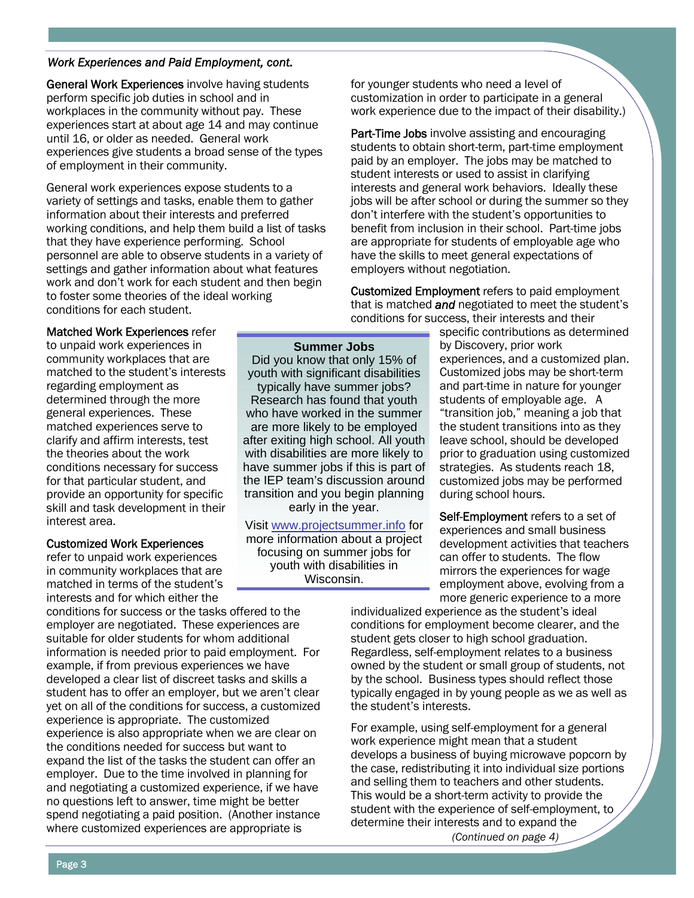*Work Experiences and Paid Employment, cont.*

**General Work Experiences** involve having students perform specific job duties in school and in workplaces in the community without pay. These experiences start at about age 14 and may continue until 16, or older as needed. General work experiences give students a broad sense of the types of employment in their community.

General work experiences expose students to a variety of settings and tasks, enable them to gather information about their interests and preferred working conditions, and help them build a list of tasks that they have experience performing. School personnel are able to observe students in a variety of settings and gather information about what features work and don't work for each student and then begin to foster some theories of the ideal working conditions for each student.

**Matched Work Experiences** refer to unpaid work experiences in community workplaces that are matched to the student's interests regarding employment as determined through the more general experiences. These matched experiences serve to clarify and affirm interests, test the theories about the work conditions necessary for success for that particular student, and provide an opportunity for specific skill and task development in their interest area.

**Customized Work Experiences** refer to unpaid work experiences in community workplaces that are matched in terms of the student's interests and for which either the conditions for success or the tasks offered to the employer are negotiated. These experiences are suitable for older students for whom additional information is needed prior to paid employment. For example, if from previous experiences we have developed a clear list of discreet tasks and skills a student has to offer an employer, but we aren't clear yet on all of the conditions for success, a customized experience is appropriate. The customized experience is also appropriate when we are clear on the conditions needed for success but want to expand the list of the tasks the student can offer an employer. Due to the time involved in planning for and negotiating a customized experience, if we have no questions left to answer, time might be better spend negotiating a paid position. (Another instance where customized experiences are appropriate is for younger students who need a level of customization in order to participate in a general work experience due to the impact of their disability.)

**Part-Time Jobs** involve assisting and encouraging students to obtain short-term, part-time employment paid by an employer. The jobs may be matched to student interests or used to assist in clarifying interests and general work behaviors. Ideally these jobs will be after school or during the summer so they don't interfere with the student's opportunities to benefit from inclusion in their school. Part-time jobs are appropriate for students of employable age who have the skills to meet general expectations of employers without negotiation.

**Customized Employment** refers to paid employment that is matched ***and*** negotiated to meet the student's conditions for success, their interests and their specific contributions as determined by Discovery, prior work experiences, and a customized plan. Customized jobs may be short-term and part-time in nature for younger students of employable age. A "transition job," meaning a job that the student transitions into as they leave school, should be developed prior to graduation using customized strategies. As students reach 18, customized jobs may be performed during school hours.

**Self-Employment** refers to a set of experiences and small business development activities that teachers can offer to students. The flow mirrors the experiences for wage employment above, evolving from a more generic experience to a more individualized experience as the student's ideal conditions for employment become clearer, and the student gets closer to high school graduation. Regardless, self-employment relates to a business owned by the student or small group of students, not by the school. Business types should reflect those typically engaged in by young people as we as well as the student's interests.

For example, using self-employment for a general work experience might mean that a student develops a business of buying microwave popcorn by the case, redistributing it into individual size portions and selling them to teachers and other students. This would be a short-term activity to provide the student with the experience of self-employment, to determine their interests and to expand the

*(Continued on page 4)*

---

**Summer Jobs**

Did you know that only 15% of youth with significant disabilities typically have summer jobs? Research has found that youth who have worked in the summer are more likely to be employed after exiting high school. All youth with disabilities are more likely to have summer jobs if this is part of the IEP team's discussion around transition and you begin planning early in the year.

Visit www.projectsummer.info for more information about a project focusing on summer jobs for youth with disabilities in Wisconsin.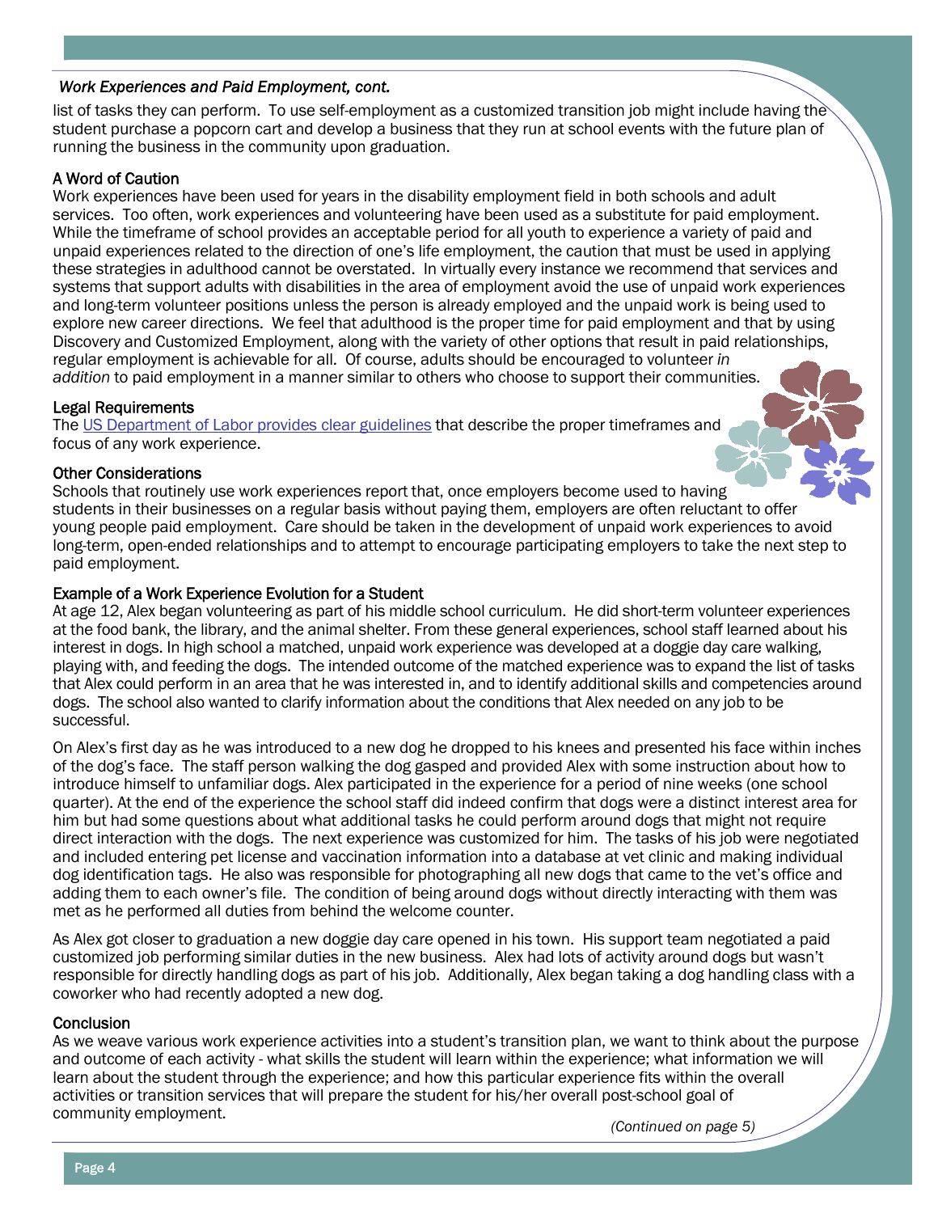*Work Experiences and Paid Employment, cont.*

list of tasks they can perform. To use self-employment as a customized transition job might include having the student purchase a popcorn cart and develop a business that they run at school events with the future plan of running the business in the community upon graduation.

### A Word of Caution

Work experiences have been used for years in the disability employment field in both schools and adult services. Too often, work experiences and volunteering have been used as a substitute for paid employment. While the timeframe of school provides an acceptable period for all youth to experience a variety of paid and unpaid experiences related to the direction of one's life employment, the caution that must be used in applying these strategies in adulthood cannot be overstated. In virtually every instance we recommend that services and systems that support adults with disabilities in the area of employment avoid the use of unpaid work experiences and long-term volunteer positions unless the person is already employed and the unpaid work is being used to explore new career directions. We feel that adulthood is the proper time for paid employment and that by using Discovery and Customized Employment, along with the variety of other options that result in paid relationships, regular employment is achievable for all. Of course, adults should be encouraged to volunteer *in addition* to paid employment in a manner similar to others who choose to support their communities.

### Legal Requirements

The US Department of Labor provides clear guidelines that describe the proper timeframes and focus of any work experience.

### Other Considerations

Schools that routinely use work experiences report that, once employers become used to having students in their businesses on a regular basis without paying them, employers are often reluctant to offer young people paid employment. Care should be taken in the development of unpaid work experiences to avoid long-term, open-ended relationships and to attempt to encourage participating employers to take the next step to paid employment.

### Example of a Work Experience Evolution for a Student

At age 12, Alex began volunteering as part of his middle school curriculum. He did short-term volunteer experiences at the food bank, the library, and the animal shelter. From these general experiences, school staff learned about his interest in dogs. In high school a matched, unpaid work experience was developed at a doggie day care walking, playing with, and feeding the dogs. The intended outcome of the matched experience was to expand the list of tasks that Alex could perform in an area that he was interested in, and to identify additional skills and competencies around dogs. The school also wanted to clarify information about the conditions that Alex needed on any job to be successful.

On Alex's first day as he was introduced to a new dog he dropped to his knees and presented his face within inches of the dog's face. The staff person walking the dog gasped and provided Alex with some instruction about how to introduce himself to unfamiliar dogs. Alex participated in the experience for a period of nine weeks (one school quarter). At the end of the experience the school staff did indeed confirm that dogs were a distinct interest area for him but had some questions about what additional tasks he could perform around dogs that might not require direct interaction with the dogs. The next experience was customized for him. The tasks of his job were negotiated and included entering pet license and vaccination information into a database at vet clinic and making individual dog identification tags. He also was responsible for photographing all new dogs that came to the vet's office and adding them to each owner's file. The condition of being around dogs without directly interacting with them was met as he performed all duties from behind the welcome counter.

As Alex got closer to graduation a new doggie day care opened in his town. His support team negotiated a paid customized job performing similar duties in the new business. Alex had lots of activity around dogs but wasn't responsible for directly handling dogs as part of his job. Additionally, Alex began taking a dog handling class with a coworker who had recently adopted a new dog.

### Conclusion

As we weave various work experience activities into a student's transition plan, we want to think about the purpose and outcome of each activity - what skills the student will learn within the experience; what information we will learn about the student through the experience; and how this particular experience fits within the overall activities or transition services that will prepare the student for his/her overall post-school goal of community employment.

*(Continued on page 5)*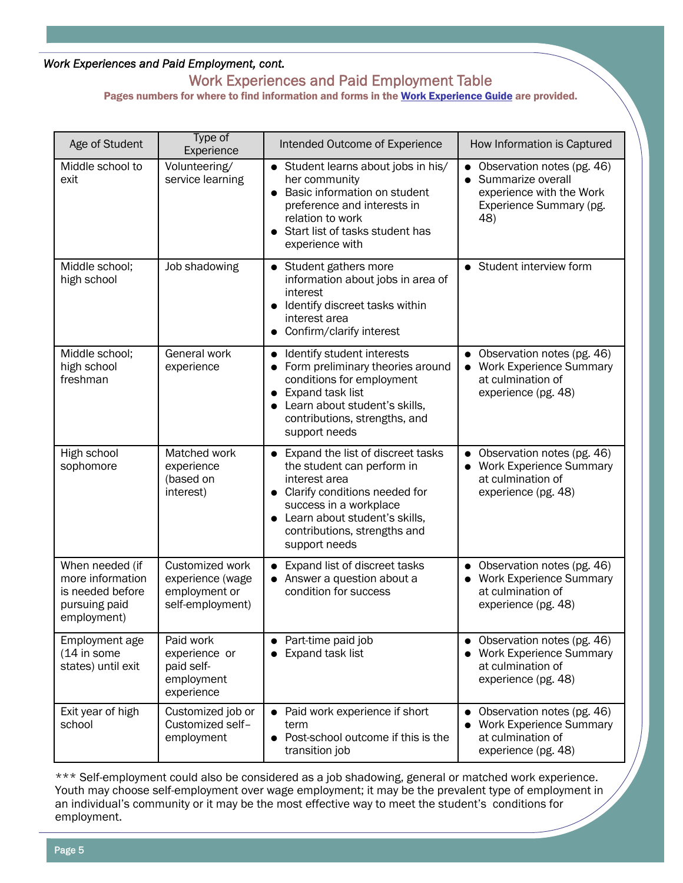*Work Experiences and Paid Employment, cont.*

## Work Experiences and Paid Employment Table

**Pages numbers for where to find information and forms in the Work Experience Guide are provided.**

| Age of Student | Type of Experience | Intended Outcome of Experience | How Information is Captured |
|---|---|---|---|
| Middle school to exit | Volunteering/ service learning | • Student learns about jobs in his/ her community<br>• Basic information on student preference and interests in relation to work<br>• Start list of tasks student has experience with | • Observation notes (pg. 46)<br>• Summarize overall experience with the Work Experience Summary (pg. 48) |
| Middle school; high school | Job shadowing | • Student gathers more information about jobs in area of interest<br>• Identify discreet tasks within interest area<br>• Confirm/clarify interest | • Student interview form |
| Middle school; high school freshman | General work experience | • Identify student interests<br>• Form preliminary theories around conditions for employment<br>• Expand task list<br>• Learn about student's skills, contributions, strengths, and support needs | • Observation notes (pg. 46)<br>• Work Experience Summary at culmination of experience (pg. 48) |
| High school sophomore | Matched work experience (based on interest) | • Expand the list of discreet tasks the student can perform in interest area<br>• Clarify conditions needed for success in a workplace<br>• Learn about student's skills, contributions, strengths and support needs | • Observation notes (pg. 46)<br>• Work Experience Summary at culmination of experience (pg. 48) |
| When needed (if more information is needed before pursuing paid employment) | Customized work experience (wage employment or self-employment) | • Expand list of discreet tasks<br>• Answer a question about a condition for success | • Observation notes (pg. 46)<br>• Work Experience Summary at culmination of experience (pg. 48) |
| Employment age (14 in some states) until exit | Paid work experience or paid self-employment experience | • Part-time paid job<br>• Expand task list | • Observation notes (pg. 46)<br>• Work Experience Summary at culmination of experience (pg. 48) |
| Exit year of high school | Customized job or Customized self–employment | • Paid work experience if short term<br>• Post-school outcome if this is the transition job | • Observation notes (pg. 46)<br>• Work Experience Summary at culmination of experience (pg. 48) |

*** Self-employment could also be considered as a job shadowing, general or matched work experience. Youth may choose self-employment over wage employment; it may be the prevalent type of employment in an individual's community or it may be the most effective way to meet the student's conditions for employment.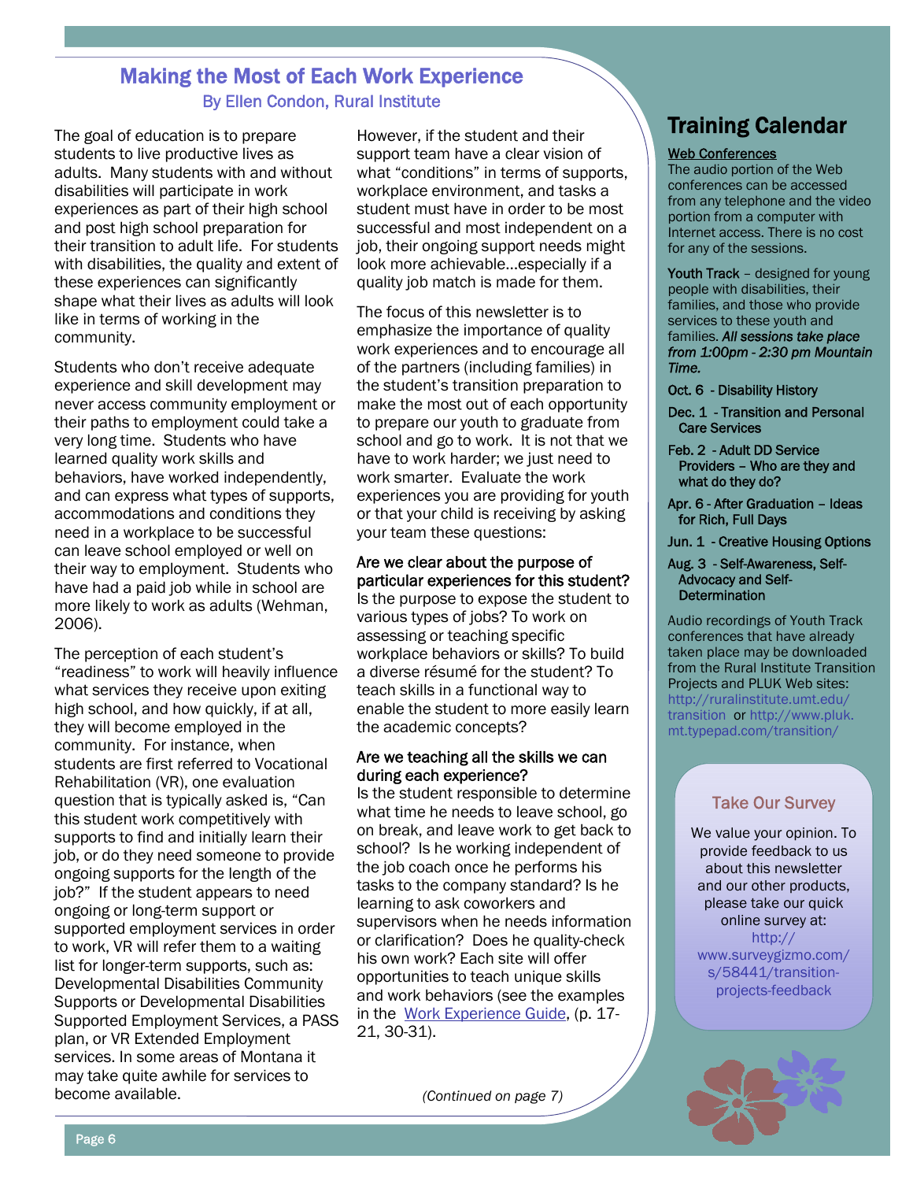## Making the Most of Each Work Experience

By Ellen Condon, Rural Institute

The goal of education is to prepare students to live productive lives as adults. Many students with and without disabilities will participate in work experiences as part of their high school and post high school preparation for their transition to adult life. For students with disabilities, the quality and extent of these experiences can significantly shape what their lives as adults will look like in terms of working in the community.

Students who don't receive adequate experience and skill development may never access community employment or their paths to employment could take a very long time. Students who have learned quality work skills and behaviors, have worked independently, and can express what types of supports, accommodations and conditions they need in a workplace to be successful can leave school employed or well on their way to employment. Students who have had a paid job while in school are more likely to work as adults (Wehman, 2006).

The perception of each student's "readiness" to work will heavily influence what services they receive upon exiting high school, and how quickly, if at all, they will become employed in the community. For instance, when students are first referred to Vocational Rehabilitation (VR), one evaluation question that is typically asked is, "Can this student work competitively with supports to find and initially learn their job, or do they need someone to provide ongoing supports for the length of the job?" If the student appears to need ongoing or long-term support or supported employment services in order to work, VR will refer them to a waiting list for longer-term supports, such as: Developmental Disabilities Community Supports or Developmental Disabilities Supported Employment Services, a PASS plan, or VR Extended Employment services. In some areas of Montana it may take quite awhile for services to become available.

However, if the student and their support team have a clear vision of what "conditions" in terms of supports, workplace environment, and tasks a student must have in order to be most successful and most independent on a job, their ongoing support needs might look more achievable…especially if a quality job match is made for them.

The focus of this newsletter is to emphasize the importance of quality work experiences and to encourage all of the partners (including families) in the student's transition preparation to make the most out of each opportunity to prepare our youth to graduate from school and go to work. It is not that we have to work harder; we just need to work smarter. Evaluate the work experiences you are providing for youth or that your child is receiving by asking your team these questions:

**Are we clear about the purpose of particular experiences for this student?** Is the purpose to expose the student to various types of jobs? To work on assessing or teaching specific workplace behaviors or skills? To build a diverse résumé for the student? To teach skills in a functional way to enable the student to more easily learn the academic concepts?

**Are we teaching all the skills we can during each experience?** Is the student responsible to determine what time he needs to leave school, go on break, and leave work to get back to school? Is he working independent of the job coach once he performs his tasks to the company standard? Is he learning to ask coworkers and supervisors when he needs information or clarification? Does he quality-check his own work? Each site will offer opportunities to teach unique skills and work behaviors (see the examples in the Work Experience Guide, (p. 17-21, 30-31).

*(Continued on page 7)*

## Training Calendar

**Web Conferences**

The audio portion of the Web conferences can be accessed from any telephone and the video portion from a computer with Internet access. There is no cost for any of the sessions.

**Youth Track** – designed for young people with disabilities, their families, and those who provide services to these youth and families. ***All sessions take place from 1:00pm - 2:30 pm Mountain Time.***

- **Oct. 6** - Disability History
- **Dec. 1** - Transition and Personal Care Services
- **Feb. 2** - Adult DD Service Providers – Who are they and what do they do?
- **Apr. 6** - After Graduation – Ideas for Rich, Full Days
- **Jun. 1** - Creative Housing Options
- **Aug. 3** - Self-Awareness, Self-Advocacy and Self-Determination

Audio recordings of Youth Track conferences that have already taken place may be downloaded from the Rural Institute Transition Projects and PLUK Web sites: http://ruralinstitute.umt.edu/transition or http://www.pluk.mt.typepad.com/transition/

### Take Our Survey

We value your opinion. To provide feedback to us about this newsletter and our other products, please take our quick online survey at: http://www.surveygizmo.com/s/58441/transition-projects-feedback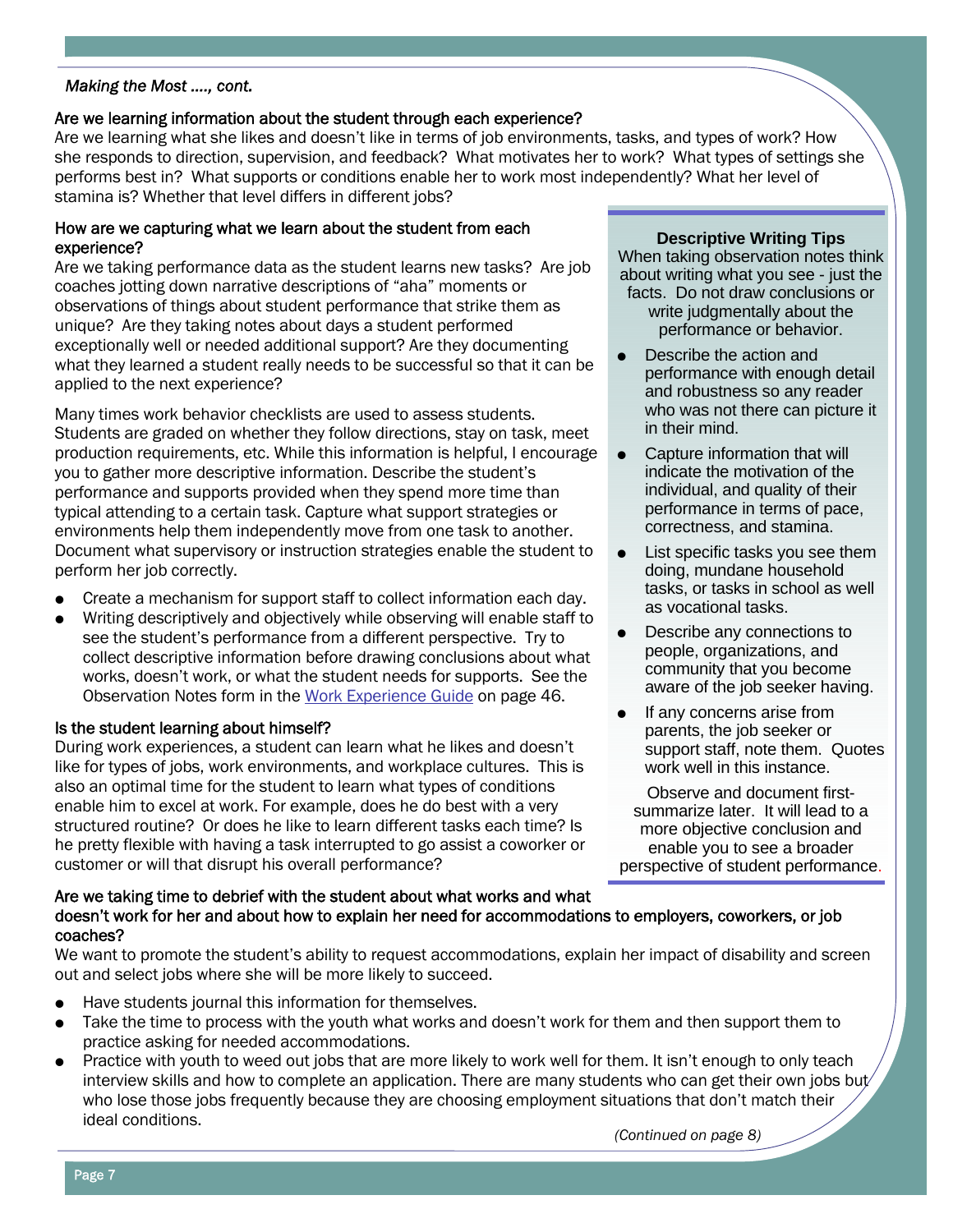*Making the Most ...., cont.*

### Are we learning information about the student through each experience?

Are we learning what she likes and doesn't like in terms of job environments, tasks, and types of work? How she responds to direction, supervision, and feedback? What motivates her to work? What types of settings she performs best in? What supports or conditions enable her to work most independently? What her level of stamina is? Whether that level differs in different jobs?

### How are we capturing what we learn about the student from each experience?

Are we taking performance data as the student learns new tasks? Are job coaches jotting down narrative descriptions of "aha" moments or observations of things about student performance that strike them as unique? Are they taking notes about days a student performed exceptionally well or needed additional support? Are they documenting what they learned a student really needs to be successful so that it can be applied to the next experience?

Many times work behavior checklists are used to assess students. Students are graded on whether they follow directions, stay on task, meet production requirements, etc. While this information is helpful, I encourage you to gather more descriptive information. Describe the student's performance and supports provided when they spend more time than typical attending to a certain task. Capture what support strategies or environments help them independently move from one task to another. Document what supervisory or instruction strategies enable the student to perform her job correctly.

- Create a mechanism for support staff to collect information each day.
- Writing descriptively and objectively while observing will enable staff to see the student's performance from a different perspective. Try to collect descriptive information before drawing conclusions about what works, doesn't work, or what the student needs for supports. See the Observation Notes form in the [Work Experience Guide]() on page 46.

### Is the student learning about himself?

During work experiences, a student can learn what he likes and doesn't like for types of jobs, work environments, and workplace cultures. This is also an optimal time for the student to learn what types of conditions enable him to excel at work. For example, does he do best with a very structured routine? Or does he like to learn different tasks each time? Is he pretty flexible with having a task interrupted to go assist a coworker or customer or will that disrupt his overall performance?

> **Descriptive Writing Tips**
>
> When taking observation notes think about writing what you see - just the facts. Do not draw conclusions or write judgmentally about the performance or behavior.
>
> - Describe the action and performance with enough detail and robustness so any reader who was not there can picture it in their mind.
> - Capture information that will indicate the motivation of the individual, and quality of their performance in terms of pace, correctness, and stamina.
> - List specific tasks you see them doing, mundane household tasks, or tasks in school as well as vocational tasks.
> - Describe any connections to people, organizations, and community that you become aware of the job seeker having.
> - If any concerns arise from parents, the job seeker or support staff, note them. Quotes work well in this instance.
>
> Observe and document first-summarize later. It will lead to a more objective conclusion and enable you to see a broader perspective of student performance.

### Are we taking time to debrief with the student about what works and what doesn't work for her and about how to explain her need for accommodations to employers, coworkers, or job coaches?

We want to promote the student's ability to request accommodations, explain her impact of disability and screen out and select jobs where she will be more likely to succeed.

- Have students journal this information for themselves.
- Take the time to process with the youth what works and doesn't work for them and then support them to practice asking for needed accommodations.
- Practice with youth to weed out jobs that are more likely to work well for them. It isn't enough to only teach interview skills and how to complete an application. There are many students who can get their own jobs but who lose those jobs frequently because they are choosing employment situations that don't match their ideal conditions.

*(Continued on page 8)*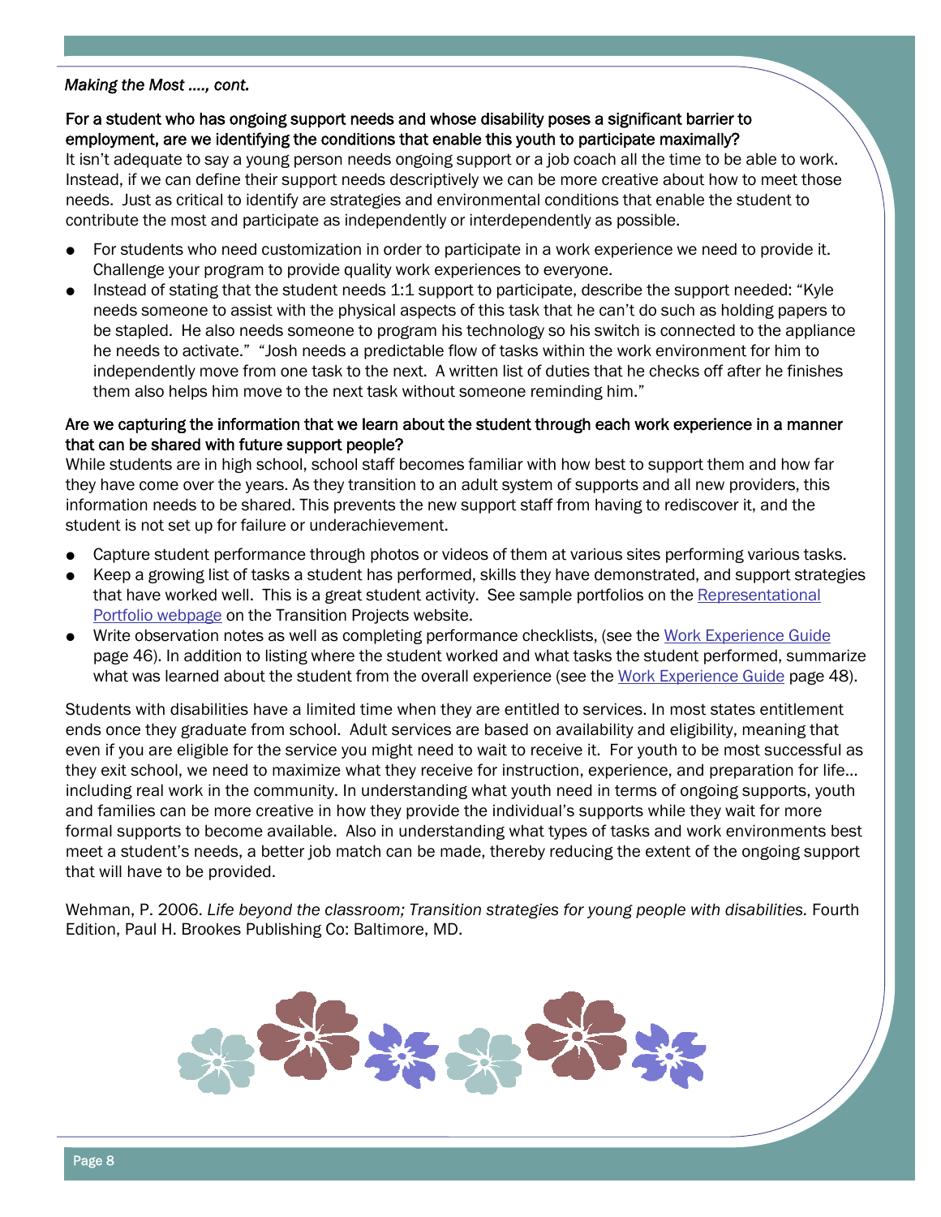*Making the Most …., cont.*

**For a student who has ongoing support needs and whose disability poses a significant barrier to employment, are we identifying the conditions that enable this youth to participate maximally?**

It isn't adequate to say a young person needs ongoing support or a job coach all the time to be able to work. Instead, if we can define their support needs descriptively we can be more creative about how to meet those needs. Just as critical to identify are strategies and environmental conditions that enable the student to contribute the most and participate as independently or interdependently as possible.

- For students who need customization in order to participate in a work experience we need to provide it. Challenge your program to provide quality work experiences to everyone.
- Instead of stating that the student needs 1:1 support to participate, describe the support needed: "Kyle needs someone to assist with the physical aspects of this task that he can't do such as holding papers to be stapled. He also needs someone to program his technology so his switch is connected to the appliance he needs to activate." "Josh needs a predictable flow of tasks within the work environment for him to independently move from one task to the next. A written list of duties that he checks off after he finishes them also helps him move to the next task without someone reminding him."

**Are we capturing the information that we learn about the student through each work experience in a manner that can be shared with future support people?**

While students are in high school, school staff becomes familiar with how best to support them and how far they have come over the years. As they transition to an adult system of supports and all new providers, this information needs to be shared. This prevents the new support staff from having to rediscover it, and the student is not set up for failure or underachievement.

- Capture student performance through photos or videos of them at various sites performing various tasks.
- Keep a growing list of tasks a student has performed, skills they have demonstrated, and support strategies that have worked well. This is a great student activity. See sample portfolios on the Representational Portfolio webpage on the Transition Projects website.
- Write observation notes as well as completing performance checklists, (see the Work Experience Guide page 46). In addition to listing where the student worked and what tasks the student performed, summarize what was learned about the student from the overall experience (see the Work Experience Guide page 48).

Students with disabilities have a limited time when they are entitled to services. In most states entitlement ends once they graduate from school. Adult services are based on availability and eligibility, meaning that even if you are eligible for the service you might need to wait to receive it. For youth to be most successful as they exit school, we need to maximize what they receive for instruction, experience, and preparation for life… including real work in the community. In understanding what youth need in terms of ongoing supports, youth and families can be more creative in how they provide the individual's supports while they wait for more formal supports to become available. Also in understanding what types of tasks and work environments best meet a student's needs, a better job match can be made, thereby reducing the extent of the ongoing support that will have to be provided.

Wehman, P. 2006. *Life beyond the classroom; Transition strategies for young people with disabilities.* Fourth Edition, Paul H. Brookes Publishing Co: Baltimore, MD.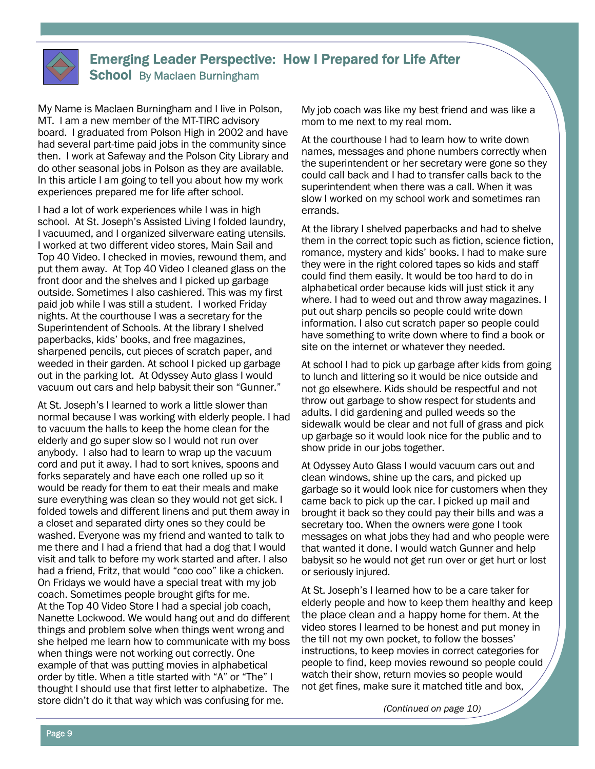## Emerging Leader Perspective: How I Prepared for Life After School

By Maclaen Burningham

My Name is Maclaen Burningham and I live in Polson, MT. I am a new member of the MT-TIRC advisory board. I graduated from Polson High in 2002 and have had several part-time paid jobs in the community since then. I work at Safeway and the Polson City Library and do other seasonal jobs in Polson as they are available. In this article I am going to tell you about how my work experiences prepared me for life after school.

I had a lot of work experiences while I was in high school. At St. Joseph's Assisted Living I folded laundry, I vacuumed, and I organized silverware eating utensils. I worked at two different video stores, Main Sail and Top 40 Video. I checked in movies, rewound them, and put them away. At Top 40 Video I cleaned glass on the front door and the shelves and I picked up garbage outside. Sometimes I also cashiered. This was my first paid job while I was still a student. I worked Friday nights. At the courthouse I was a secretary for the Superintendent of Schools. At the library I shelved paperbacks, kids' books, and free magazines, sharpened pencils, cut pieces of scratch paper, and weeded in their garden. At school I picked up garbage out in the parking lot. At Odyssey Auto glass I would vacuum out cars and help babysit their son "Gunner."

At St. Joseph's I learned to work a little slower than normal because I was working with elderly people. I had to vacuum the halls to keep the home clean for the elderly and go super slow so I would not run over anybody. I also had to learn to wrap up the vacuum cord and put it away. I had to sort knives, spoons and forks separately and have each one rolled up so it would be ready for them to eat their meals and make sure everything was clean so they would not get sick. I folded towels and different linens and put them away in a closet and separated dirty ones so they could be washed. Everyone was my friend and wanted to talk to me there and I had a friend that had a dog that I would visit and talk to before my work started and after. I also had a friend, Fritz, that would "coo coo" like a chicken. On Fridays we would have a special treat with my job coach. Sometimes people brought gifts for me.

At the Top 40 Video Store I had a special job coach, Nanette Lockwood. We would hang out and do different things and problem solve when things went wrong and she helped me learn how to communicate with my boss when things were not working out correctly. One example of that was putting movies in alphabetical order by title. When a title started with "A" or "The" I thought I should use that first letter to alphabetize. The store didn't do it that way which was confusing for me. My job coach was like my best friend and was like a mom to me next to my real mom.

At the courthouse I had to learn how to write down names, messages and phone numbers correctly when the superintendent or her secretary were gone so they could call back and I had to transfer calls back to the superintendent when there was a call. When it was slow I worked on my school work and sometimes ran errands.

At the library I shelved paperbacks and had to shelve them in the correct topic such as fiction, science fiction, romance, mystery and kids' books. I had to make sure they were in the right colored tapes so kids and staff could find them easily. It would be too hard to do in alphabetical order because kids will just stick it any where. I had to weed out and throw away magazines. I put out sharp pencils so people could write down information. I also cut scratch paper so people could have something to write down where to find a book or site on the internet or whatever they needed.

At school I had to pick up garbage after kids from going to lunch and littering so it would be nice outside and not go elsewhere. Kids should be respectful and not throw out garbage to show respect for students and adults. I did gardening and pulled weeds so the sidewalk would be clear and not full of grass and pick up garbage so it would look nice for the public and to show pride in our jobs together.

At Odyssey Auto Glass I would vacuum cars out and clean windows, shine up the cars, and picked up garbage so it would look nice for customers when they came back to pick up the car. I picked up mail and brought it back so they could pay their bills and was a secretary too. When the owners were gone I took messages on what jobs they had and who people were that wanted it done. I would watch Gunner and help babysit so he would not get run over or get hurt or lost or seriously injured.

At St. Joseph's I learned how to be a care taker for elderly people and how to keep them healthy and keep the place clean and a happy home for them. At the video stores I learned to be honest and put money in the till not my own pocket, to follow the bosses' instructions, to keep movies in correct categories for people to find, keep movies rewound so people could watch their show, return movies so people would not get fines, make sure it matched title and box,

*(Continued on page 10)*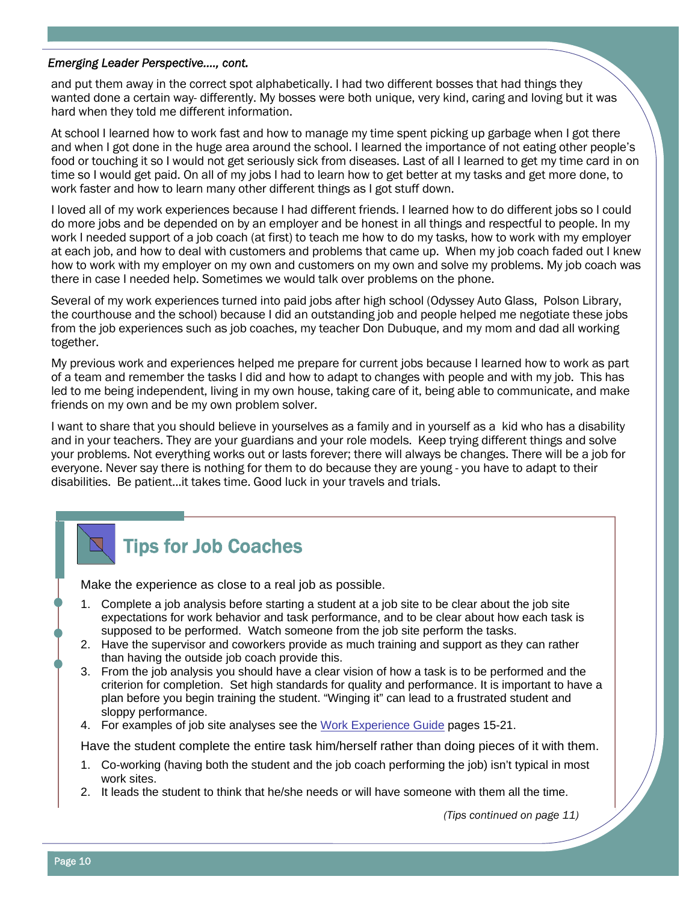*Emerging Leader Perspective...., cont.*

and put them away in the correct spot alphabetically. I had two different bosses that had things they wanted done a certain way- differently. My bosses were both unique, very kind, caring and loving but it was hard when they told me different information.

At school I learned how to work fast and how to manage my time spent picking up garbage when I got there and when I got done in the huge area around the school. I learned the importance of not eating other people's food or touching it so I would not get seriously sick from diseases. Last of all I learned to get my time card in on time so I would get paid. On all of my jobs I had to learn how to get better at my tasks and get more done, to work faster and how to learn many other different things as I got stuff down.

I loved all of my work experiences because I had different friends. I learned how to do different jobs so I could do more jobs and be depended on by an employer and be honest in all things and respectful to people. In my work I needed support of a job coach (at first) to teach me how to do my tasks, how to work with my employer at each job, and how to deal with customers and problems that came up. When my job coach faded out I knew how to work with my employer on my own and customers on my own and solve my problems. My job coach was there in case I needed help. Sometimes we would talk over problems on the phone.

Several of my work experiences turned into paid jobs after high school (Odyssey Auto Glass, Polson Library, the courthouse and the school) because I did an outstanding job and people helped me negotiate these jobs from the job experiences such as job coaches, my teacher Don Dubuque, and my mom and dad all working together.

My previous work and experiences helped me prepare for current jobs because I learned how to work as part of a team and remember the tasks I did and how to adapt to changes with people and with my job. This has led to me being independent, living in my own house, taking care of it, being able to communicate, and make friends on my own and be my own problem solver.

I want to share that you should believe in yourselves as a family and in yourself as a kid who has a disability and in your teachers. They are your guardians and your role models. Keep trying different things and solve your problems. Not everything works out or lasts forever; there will always be changes. There will be a job for everyone. Never say there is nothing for them to do because they are young - you have to adapt to their disabilities. Be patient...it takes time. Good luck in your travels and trials.

## Tips for Job Coaches

Make the experience as close to a real job as possible.

1. Complete a job analysis before starting a student at a job site to be clear about the job site expectations for work behavior and task performance, and to be clear about how each task is supposed to be performed. Watch someone from the job site perform the tasks.
2. Have the supervisor and coworkers provide as much training and support as they can rather than having the outside job coach provide this.
3. From the job analysis you should have a clear vision of how a task is to be performed and the criterion for completion. Set high standards for quality and performance. It is important to have a plan before you begin training the student. "Winging it" can lead to a frustrated student and sloppy performance.
4. For examples of job site analyses see the Work Experience Guide pages 15-21.

Have the student complete the entire task him/herself rather than doing pieces of it with them.

1. Co-working (having both the student and the job coach performing the job) isn't typical in most work sites.
2. It leads the student to think that he/she needs or will have someone with them all the time.

*(Tips continued on page 11)*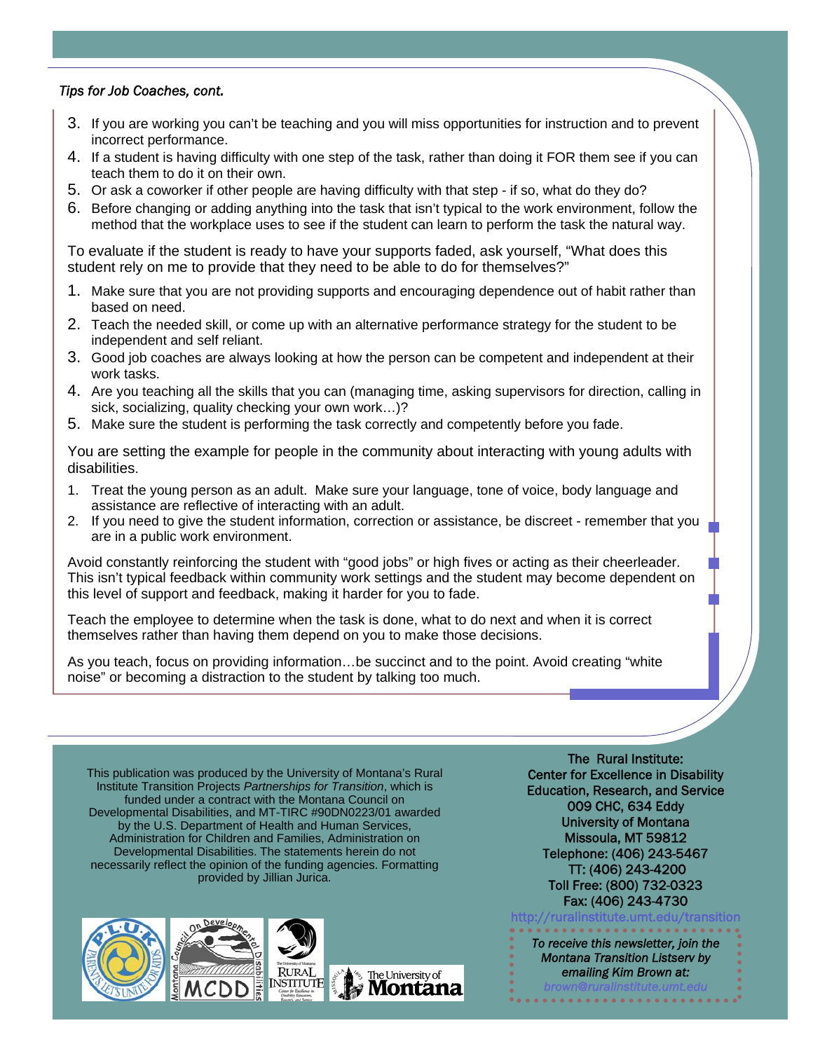*Tips for Job Coaches, cont.*

3. If you are working you can't be teaching and you will miss opportunities for instruction and to prevent incorrect performance.
4. If a student is having difficulty with one step of the task, rather than doing it FOR them see if you can teach them to do it on their own.
5. Or ask a coworker if other people are having difficulty with that step - if so, what do they do?
6. Before changing or adding anything into the task that isn't typical to the work environment, follow the method that the workplace uses to see if the student can learn to perform the task the natural way.

To evaluate if the student is ready to have your supports faded, ask yourself, "What does this student rely on me to provide that they need to be able to do for themselves?"

1. Make sure that you are not providing supports and encouraging dependence out of habit rather than based on need.
2. Teach the needed skill, or come up with an alternative performance strategy for the student to be independent and self reliant.
3. Good job coaches are always looking at how the person can be competent and independent at their work tasks.
4. Are you teaching all the skills that you can (managing time, asking supervisors for direction, calling in sick, socializing, quality checking your own work…)?
5. Make sure the student is performing the task correctly and competently before you fade.

You are setting the example for people in the community about interacting with young adults with disabilities.

1. Treat the young person as an adult. Make sure your language, tone of voice, body language and assistance are reflective of interacting with an adult.
2. If you need to give the student information, correction or assistance, be discreet - remember that you are in a public work environment.

Avoid constantly reinforcing the student with "good jobs" or high fives or acting as their cheerleader. This isn't typical feedback within community work settings and the student may become dependent on this level of support and feedback, making it harder for you to fade.

Teach the employee to determine when the task is done, what to do next and when it is correct themselves rather than having them depend on you to make those decisions.

As you teach, focus on providing information…be succinct and to the point. Avoid creating "white noise" or becoming a distraction to the student by talking too much.

This publication was produced by the University of Montana's Rural Institute Transition Projects *Partnerships for Transition*, which is funded under a contract with the Montana Council on Developmental Disabilities, and MT-TIRC #90DN0223/01 awarded by the U.S. Department of Health and Human Services, Administration for Children and Families, Administration on Developmental Disabilities. The statements herein do not necessarily reflect the opinion of the funding agencies. Formatting provided by Jillian Jurica.

The Rural Institute:
Center for Excellence in Disability Education, Research, and Service
009 CHC, 634 Eddy
University of Montana
Missoula, MT 59812
Telephone: (406) 243-5467
TT: (406) 243-4200
Toll Free: (800) 732-0323
Fax: (406) 243-4730
http://ruralinstitute.umt.edu/transition

*To receive this newsletter, join the Montana Transition Listserv by emailing Kim Brown at:*
*brown@ruralinstitute.umt.edu*